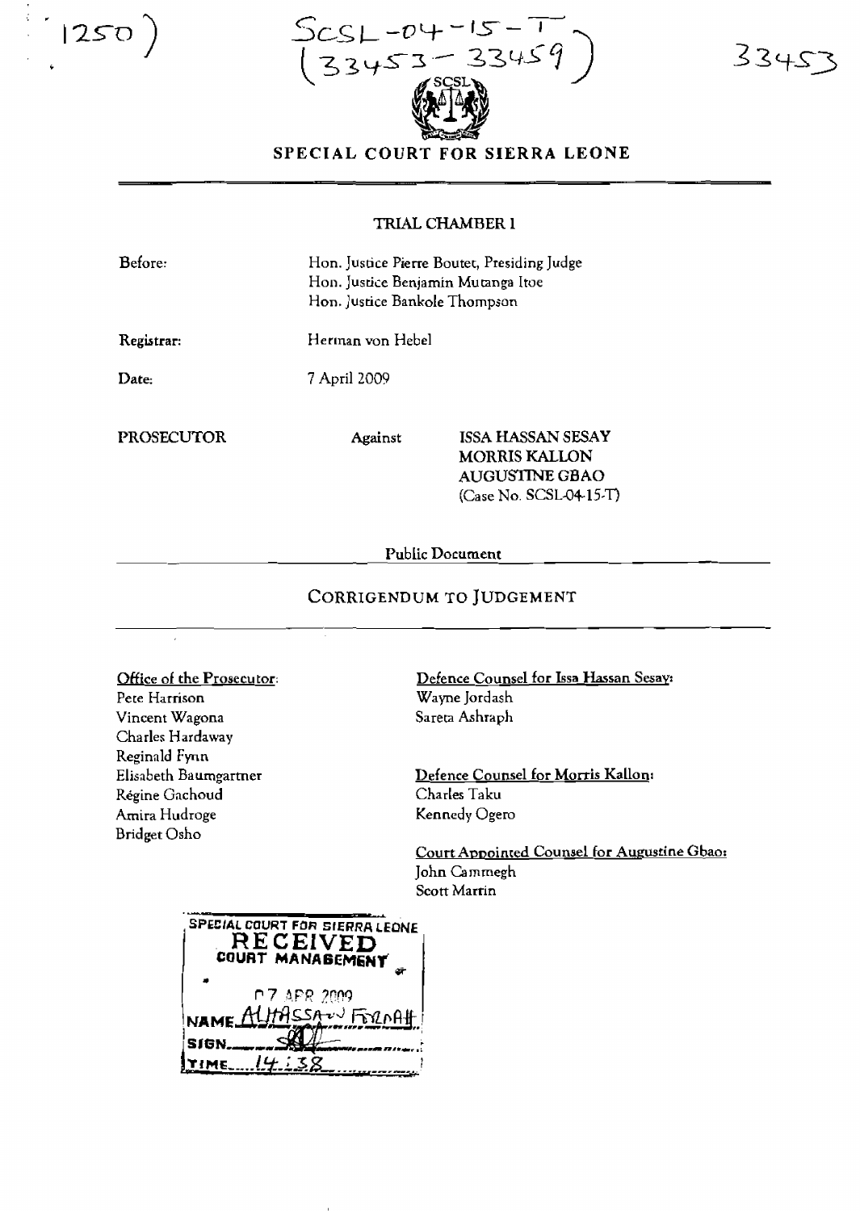1250)

SCSL-04-15-T
(33453 - 33459)

33453

SPECIAL COURT FOR SIERRA LEONE

TRIAL CHAMBER I

Before: Hon. Justice Pierre Boutet, Presiding Judge
Hon. Justice Benjamin Mutanga Itoe
Hon. Justice Bankole Thompson

Registrar: Herman von Hebel

Date: 7 April 2009

PROSECUTOR Against ISSA HASSAN SESAY
MORRIS KALLON
AUGUSTINE GBAO
(Case No. SCSL-04-15-T)

Public Document

# CORRIGENDUM TO JUDGEMENT

Office of the Prosecutor:
Pete Harrison
Vincent Wagona
Charles Hardaway
Reginald Fynn
Elisabeth Baumgartner
Régine Gachoud
Amira Hudroge
Bridget Osho

Defence Counsel for Issa Hassan Sesay:
Wayne Jordash
Sareta Ashraph

Defence Counsel for Morris Kallon:
Charles Taku
Kennedy Ogero

Court Appointed Counsel for Augustine Gbao:
John Cammegh
Scott Martin

SPECIAL COURT FOR SIERRA LEONE
RECEIVED
COURT MANAGEMENT
07 APR 2009
NAME ALHASSAN FORNAH
SIGN
TIME 14:38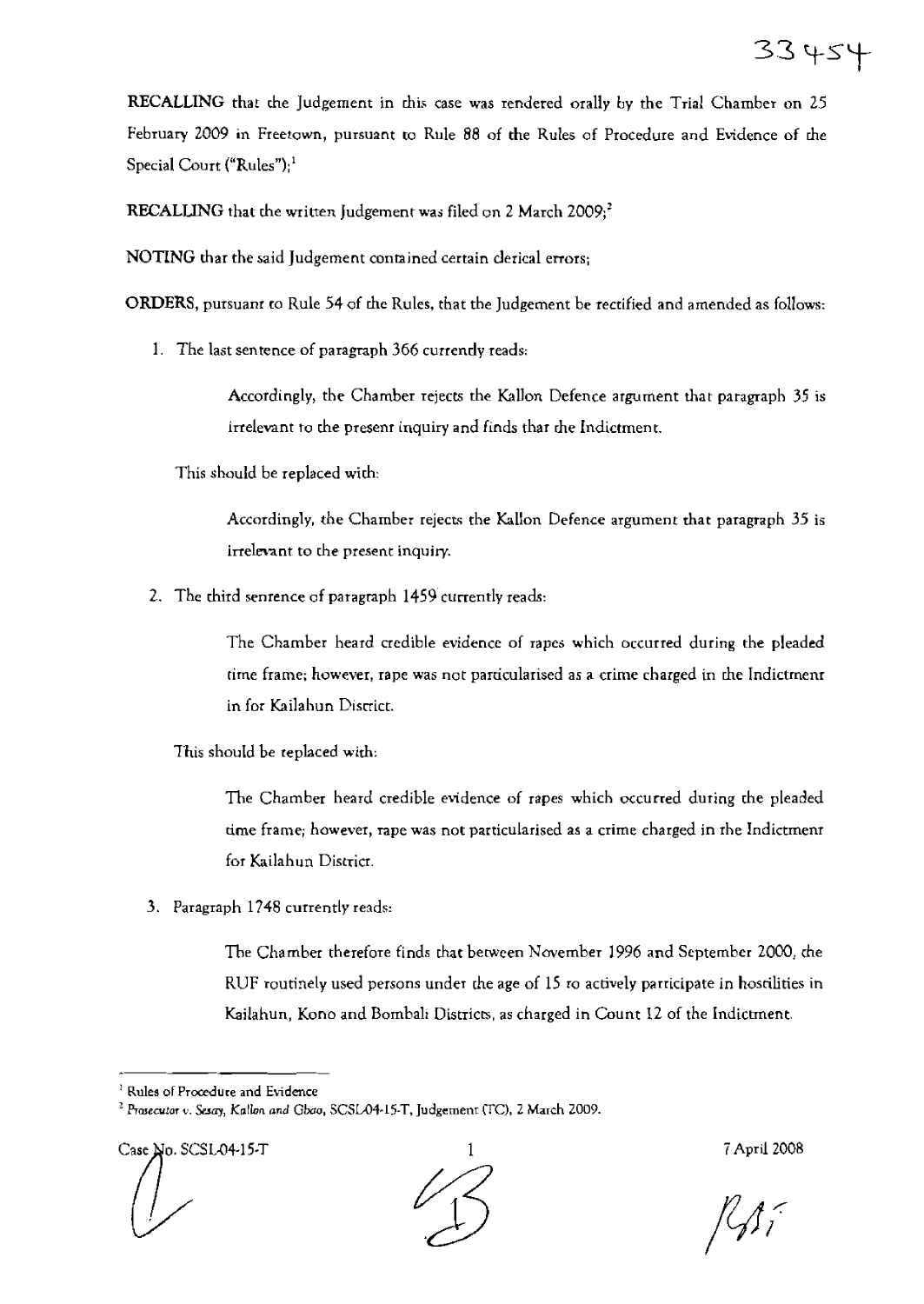**RECALLING** that the Judgement in this case was rendered orally by the Trial Chamber on 25 February 2009 in Freetown, pursuant to Rule 88 of the Rules of Procedure and Evidence of the Special Court ("Rules");[1]

**RECALLING** that the written Judgement was filed on 2 March 2009;[2]

**NOTING** that the said Judgement contained certain clerical errors;

**ORDERS**, pursuant to Rule 54 of the Rules, that the Judgement be rectified and amended as follows:

1. The last sentence of paragraph 366 currently reads:

   > Accordingly, the Chamber rejects the Kallon Defence argument that paragraph 35 is irrelevant to the present inquiry and finds that the Indictment.

   This should be replaced with:

   > Accordingly, the Chamber rejects the Kallon Defence argument that paragraph 35 is irrelevant to the present inquiry.

2. The third sentence of paragraph 1459 currently reads:

   > The Chamber heard credible evidence of rapes which occurred during the pleaded time frame; however, rape was not particularised as a crime charged in the Indictment in for Kailahun District.

   This should be replaced with:

   > The Chamber heard credible evidence of rapes which occurred during the pleaded time frame; however, rape was not particularised as a crime charged in the Indictment for Kailahun District.

3. Paragraph 1748 currently reads:

   > The Chamber therefore finds that between November 1996 and September 2000, the RUF routinely used persons under the age of 15 to actively participate in hostilities in Kailahun, Kono and Bombali Districts, as charged in Count 12 of the Indictment.

---

[1] Rules of Procedure and Evidence

[2] *Prosecutor v. Sesay, Kallon and Gbao*, SCSL-04-15-T, Judgement (TC), 2 March 2009.

Case No. SCSL-04-15-T — 7 April 2008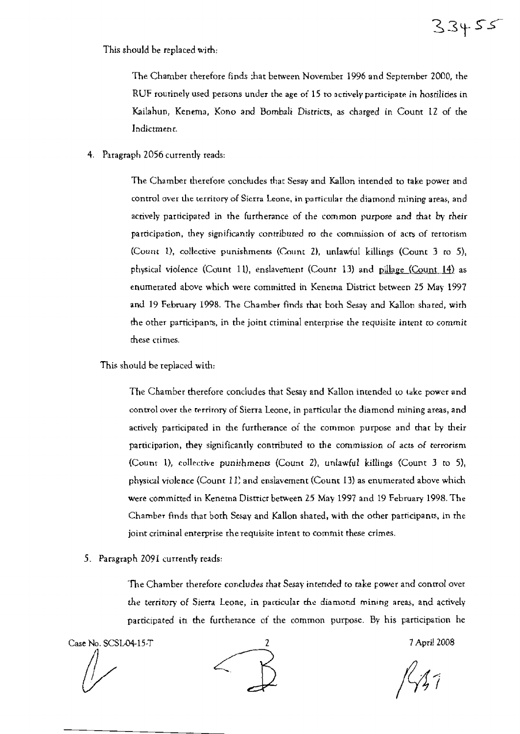This should be replaced with:

> The Chamber therefore finds that between November 1996 and September 2000, the RUF routinely used persons under the age of 15 to actively participate in hostilities in Kailahun, Kenema, Kono and Bombali Districts, as charged in Count 12 of the Indictment.

4. Paragraph 2056 currently reads:

> The Chamber therefore concludes that Sesay and Kallon intended to take power and control over the territory of Sierra Leone, in particular the diamond mining areas, and actively participated in the furtherance of the common purpose and that by their participation, they significantly contributed to the commission of acts of terrorism (Count 1), collective punishments (Count 2), unlawful killings (Count 3 to 5), physical violence (Count 11), enslavement (Count 13) and <u>pillage (Count 14)</u> as enumerated above which were committed in Kenema District between 25 May 1997 and 19 February 1998. The Chamber finds that both Sesay and Kallon shared, with the other participants, in the joint criminal enterprise the requisite intent to commit these crimes.

This should be replaced with:

> The Chamber therefore concludes that Sesay and Kallon intended to take power and control over the territory of Sierra Leone, in particular the diamond mining areas, and actively participated in the furtherance of the common purpose and that by their participation, they significantly contributed to the commission of acts of terrorism (Count 1), collective punishments (Count 2), unlawful killings (Count 3 to 5), physical violence (Count 11) and enslavement (Count 13) as enumerated above which were committed in Kenema District between 25 May 1997 and 19 February 1998. The Chamber finds that both Sesay and Kallon shared, with the other participants, in the joint criminal enterprise the requisite intent to commit these crimes.

5. Paragraph 2091 currently reads:

> The Chamber therefore concludes that Sesay intended to take power and control over the territory of Sierra Leone, in particular the diamond mining areas, and actively participated in the furtherance of the common purpose. By his participation he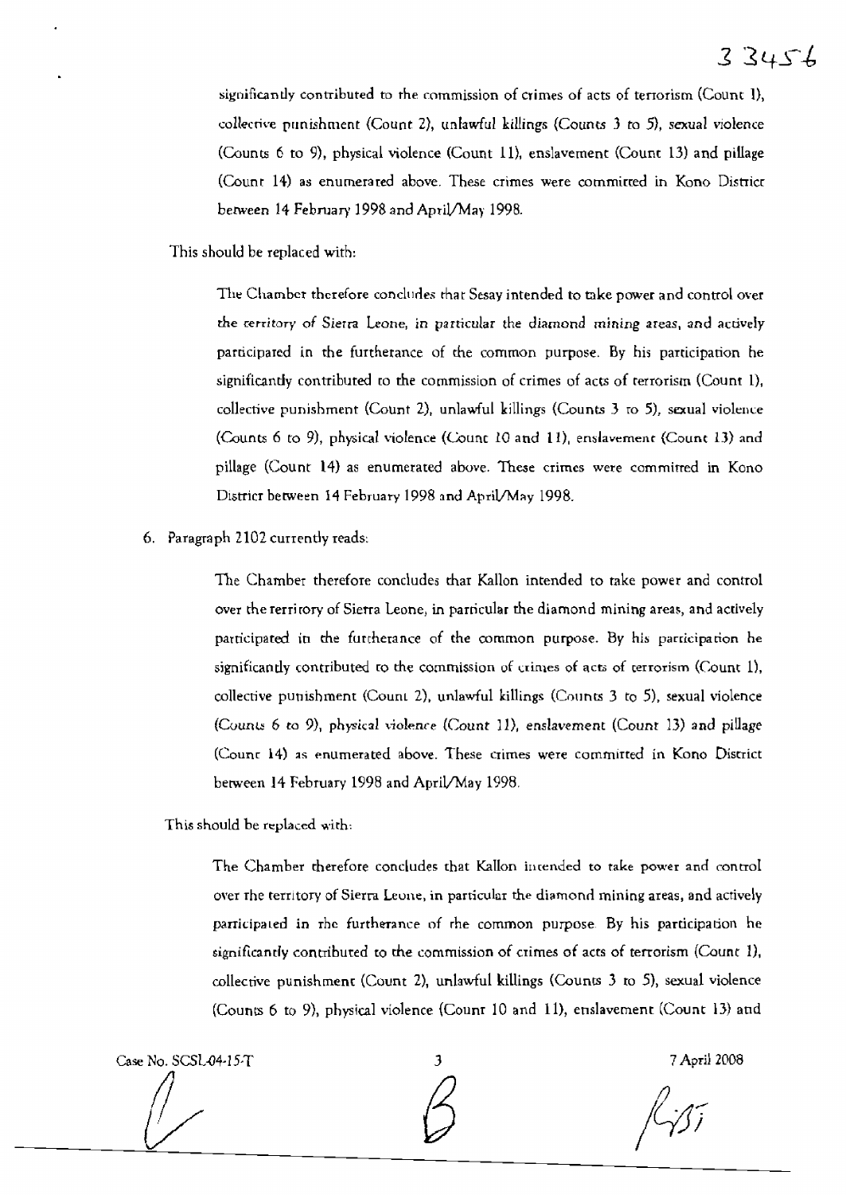significantly contributed to the commission of crimes of acts of terrorism (Count 1), collective punishment (Count 2), unlawful killings (Counts 3 to 5), sexual violence (Counts 6 to 9), physical violence (Count 11), enslavement (Count 13) and pillage (Count 14) as enumerated above. These crimes were committed in Kono District between 14 February 1998 and April/May 1998.

This should be replaced with:

> The Chamber therefore concludes that Sesay intended to take power and control over the territory of Sierra Leone, in particular the diamond mining areas, and actively participated in the furtherance of the common purpose. By his participation he significantly contributed to the commission of crimes of acts of terrorism (Count 1), collective punishment (Count 2), unlawful killings (Counts 3 to 5), sexual violence (Counts 6 to 9), physical violence (Count 10 and 11), enslavement (Count 13) and pillage (Count 14) as enumerated above. These crimes were committed in Kono District between 14 February 1998 and April/May 1998.

6. Paragraph 2102 currently reads:

> The Chamber therefore concludes that Kallon intended to take power and control over the territory of Sierra Leone, in particular the diamond mining areas, and actively participated in the furtherance of the common purpose. By his participation he significantly contributed to the commission of crimes of acts of terrorism (Count 1), collective punishment (Count 2), unlawful killings (Counts 3 to 5), sexual violence (Counts 6 to 9), physical violence (Count 11), enslavement (Count 13) and pillage (Count 14) as enumerated above. These crimes were committed in Kono District between 14 February 1998 and April/May 1998.

This should be replaced with:

> The Chamber therefore concludes that Kallon intended to take power and control over the territory of Sierra Leone, in particular the diamond mining areas, and actively participated in the furtherance of the common purpose. By his participation he significantly contributed to the commission of crimes of acts of terrorism (Count 1), collective punishment (Count 2), unlawful killings (Counts 3 to 5), sexual violence (Counts 6 to 9), physical violence (Count 10 and 11), enslavement (Count 13) and

Case No. SCSL-04-15-T

7 April 2008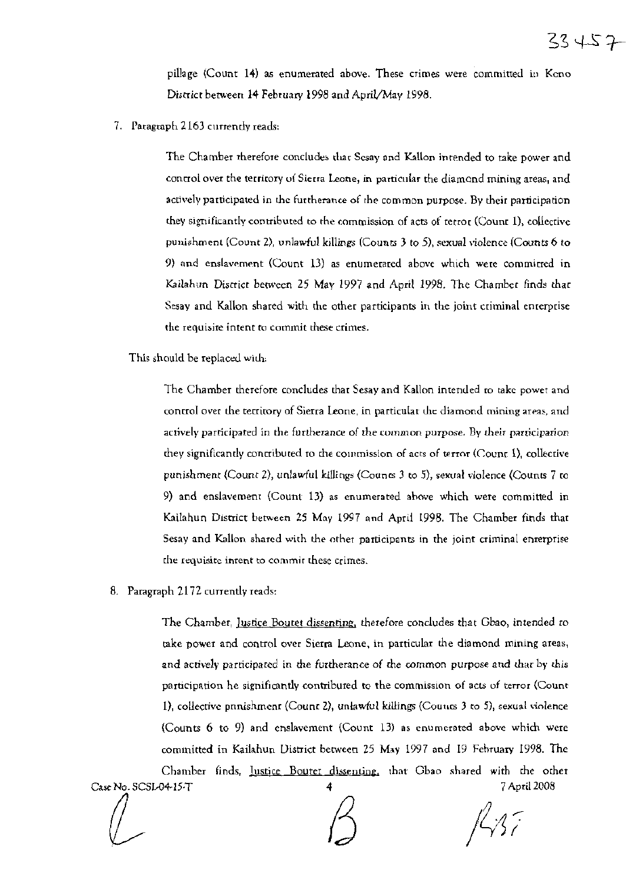pillage (Count 14) as enumerated above. These crimes were committed in Kono District between 14 February 1998 and April/May 1998.

7. Paragraph 2163 currently reads:

> The Chamber therefore concludes that Sesay and Kallon intended to take power and control over the territory of Sierra Leone, in particular the diamond mining areas, and actively participated in the furtherance of the common purpose. By their participation they significantly contributed to the commission of acts of terror (Count 1), collective punishment (Count 2), unlawful killings (Counts 3 to 5), sexual violence (Counts 6 to 9) and enslavement (Count 13) as enumerated above which were committed in Kailahun District between 25 May 1997 and April 1998. The Chamber finds that Sesay and Kallon shared with the other participants in the joint criminal enterprise the requisite intent to commit these crimes.

This should be replaced with:

> The Chamber therefore concludes that Sesay and Kallon intended to take power and control over the territory of Sierra Leone, in particular the diamond mining areas, and actively participated in the furtherance of the common purpose. By their participation they significantly contributed to the commission of acts of terror (Count 1), collective punishment (Count 2), unlawful killings (Counts 3 to 5), sexual violence (Counts 7 to 9) and enslavement (Count 13) as enumerated above which were committed in Kailahun District between 25 May 1997 and April 1998. The Chamber finds that Sesay and Kallon shared with the other participants in the joint criminal enterprise the requisite intent to commit these crimes.

8. Paragraph 2172 currently reads:

> The Chamber, Justice Boutet dissenting, therefore concludes that Gbao, intended to take power and control over Sierra Leone, in particular the diamond mining areas, and actively participated in the furtherance of the common purpose and that by this participation he significantly contributed to the commission of acts of terror (Count 1), collective punishment (Count 2), unlawful killings (Counts 3 to 5), sexual violence (Counts 6 to 9) and enslavement (Count 13) as enumerated above which were committed in Kailahun District between 25 May 1997 and 19 February 1998. The Chamber finds, Justice Boutet dissenting, that Gbao shared with the other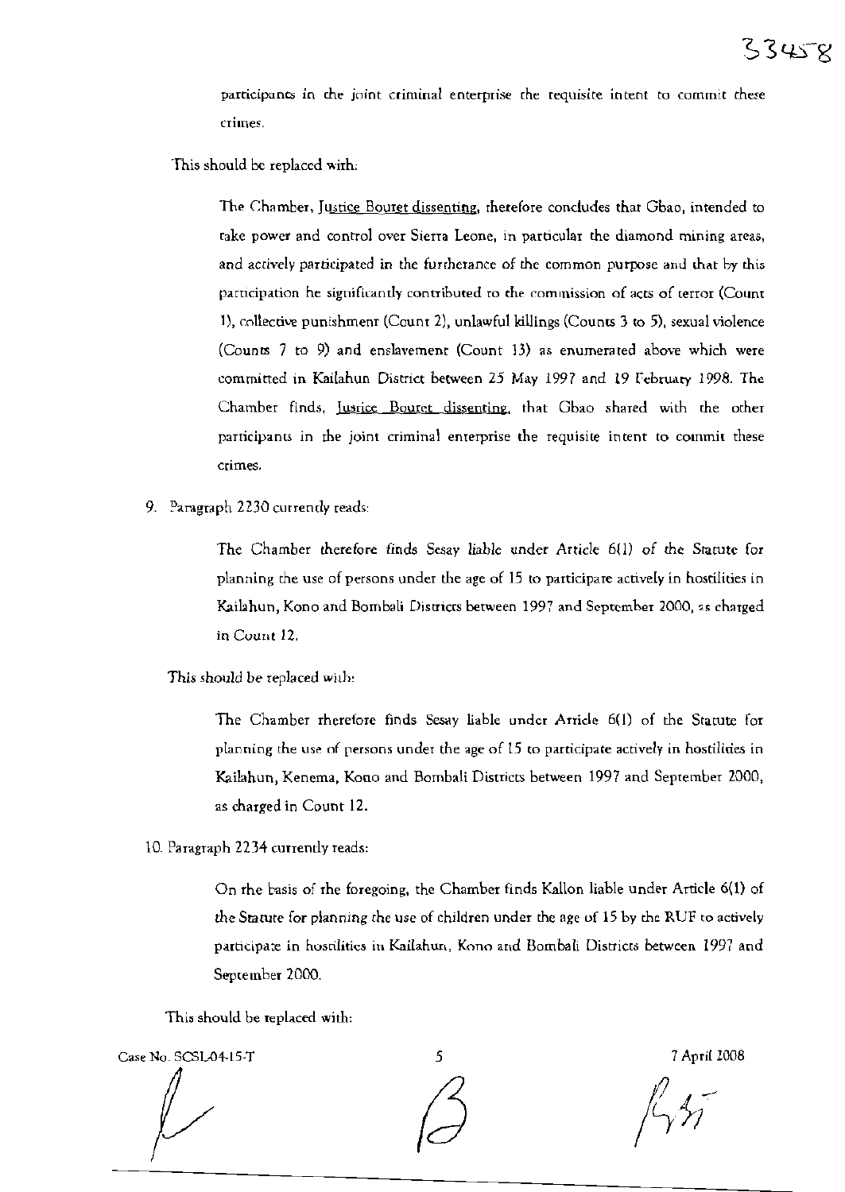participants in the joint criminal enterprise the requisite intent to commit these crimes.

This should be replaced with:

> The Chamber, Justice Boutet dissenting, therefore concludes that Gbao, intended to take power and control over Sierra Leone, in particular the diamond mining areas, and actively participated in the furtherance of the common purpose and that by this participation he significantly contributed to the commission of acts of terror (Count 1), collective punishment (Count 2), unlawful killings (Counts 3 to 5), sexual violence (Counts 7 to 9) and enslavement (Count 13) as enumerated above which were committed in Kailahun District between 25 May 1997 and 19 February 1998. The Chamber finds, Justice Boutet dissenting, that Gbao shared with the other participants in the joint criminal enterprise the requisite intent to commit these crimes.

9. Paragraph 2230 currently reads:

> The Chamber therefore finds Sesay liable under Article 6(1) of the Statute for planning the use of persons under the age of 15 to participate actively in hostilities in Kailahun, Kono and Bombali Districts between 1997 and September 2000, as charged in Count 12.

This should be replaced with:

> The Chamber therefore finds Sesay liable under Article 6(1) of the Statute for planning the use of persons under the age of 15 to participate actively in hostilities in Kailahun, Kenema, Kono and Bombali Districts between 1997 and September 2000, as charged in Count 12.

10. Paragraph 2234 currently reads:

> On the basis of the foregoing, the Chamber finds Kallon liable under Article 6(1) of the Statute for planning the use of children under the age of 15 by the RUF to actively participate in hostilities in Kailahun, Kono and Bombali Districts between 1997 and September 2000.

This should be replaced with: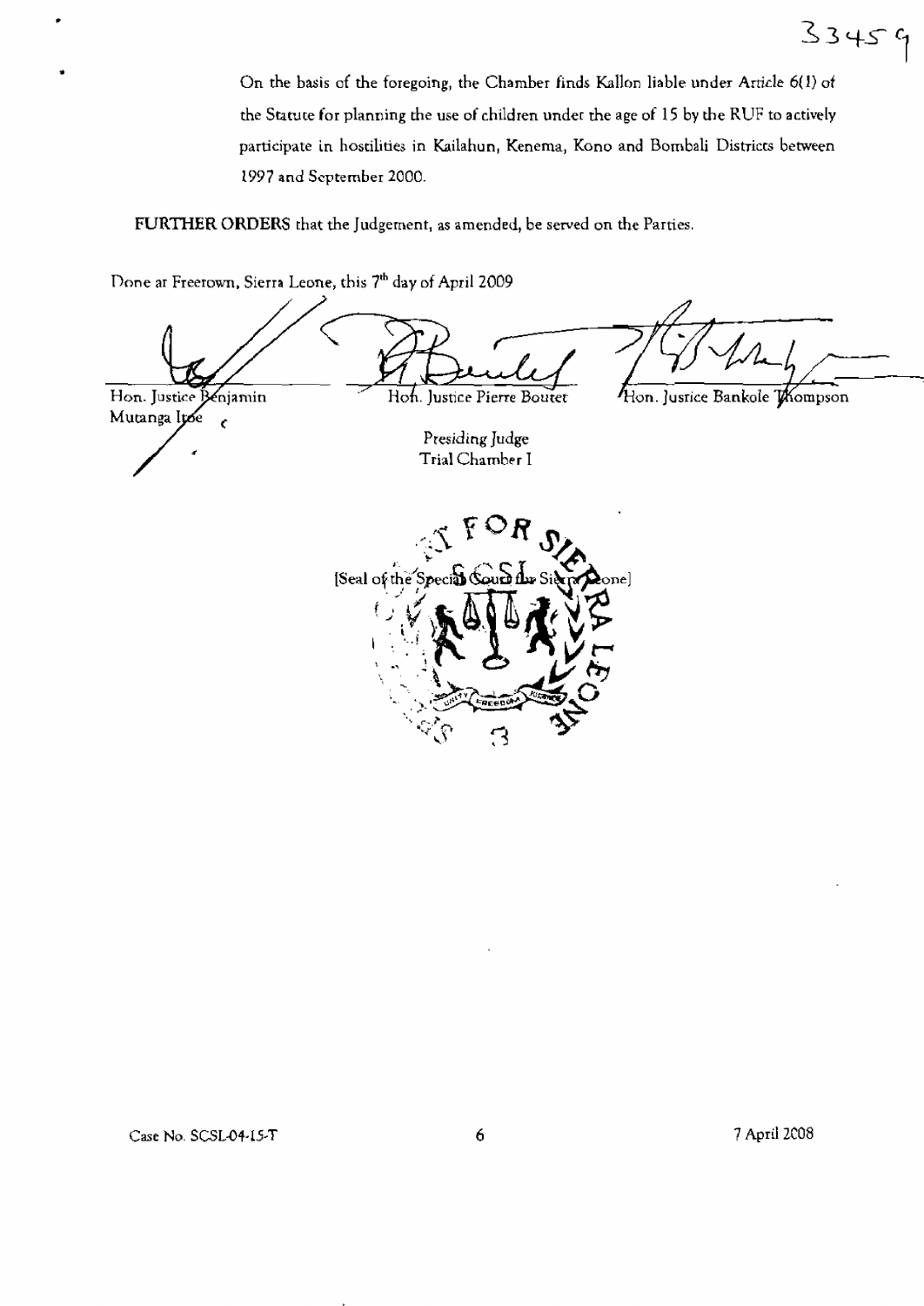On the basis of the foregoing, the Chamber finds Kallon liable under Article 6(1) of the Statute for planning the use of children under the age of 15 by the RUF to actively participate in hostilities in Kailahun, Kenema, Kono and Bombali Districts between 1997 and September 2000.

**FURTHER ORDERS** that the Judgement, as amended, be served on the Parties.

Done at Freetown, Sierra Leone, this 7th day of April 2009

| | | |
|---|---|---|
| Hon. Justice Benjamin Mutanga Itoe | Hon. Justice Pierre Boutet<br>Presiding Judge<br>Trial Chamber I | Hon. Justice Bankole Thompson |

[Seal of the Special Court for Sierra Leone]

Case No. SCSL-04-15-T

7 April 2008